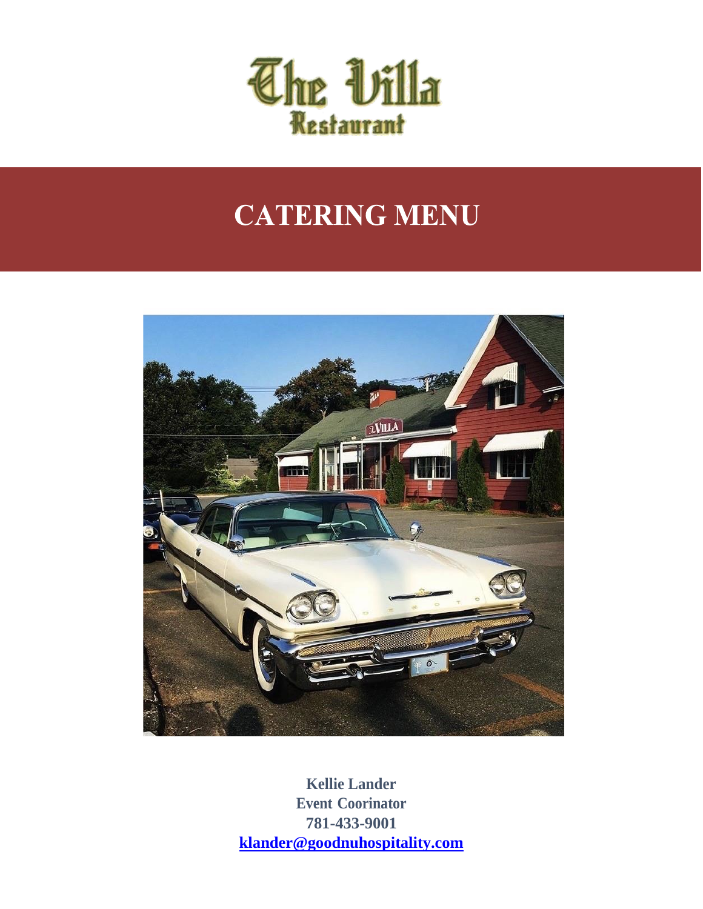# The Villa Restaurant

## CATERING MENU

**Kellie Lander**
**Event Coorinator**
**781-433-9001**
**klander@goodnuhospitality.com**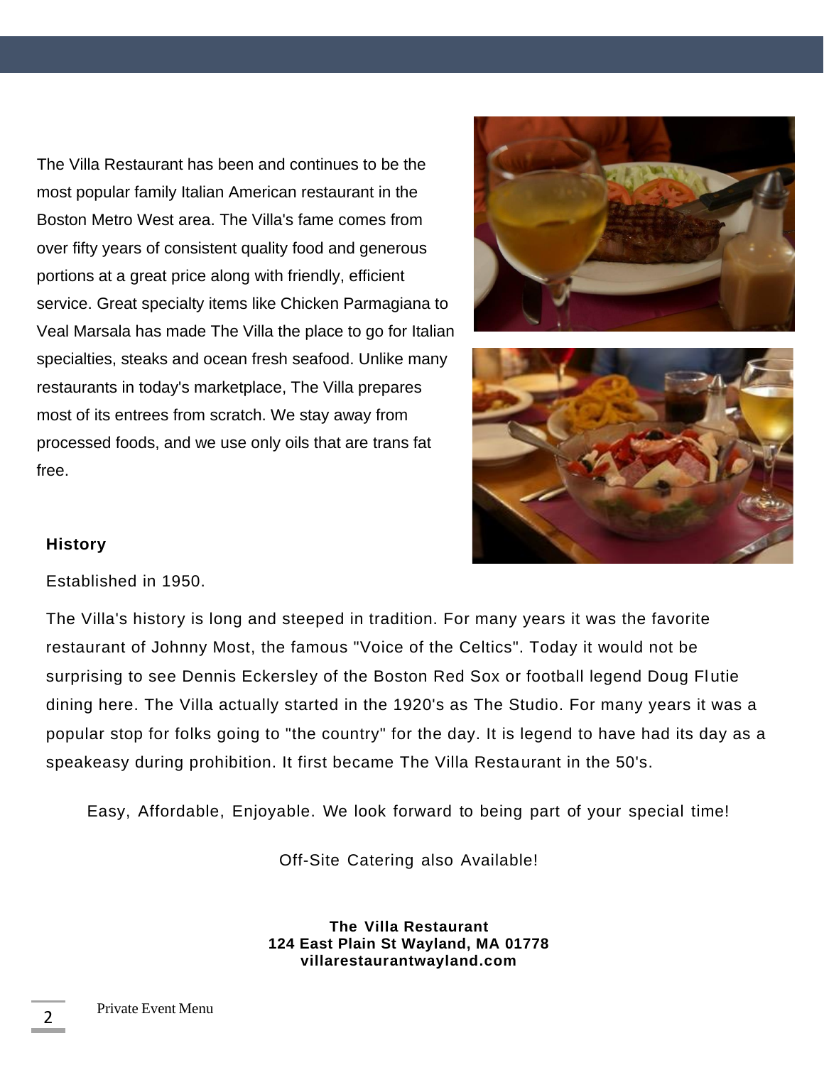The Villa Restaurant has been and continues to be the most popular family Italian American restaurant in the Boston Metro West area. The Villa's fame comes from over fifty years of consistent quality food and generous portions at a great price along with friendly, efficient service. Great specialty items like Chicken Parmagiana to Veal Marsala has made The Villa the place to go for Italian specialties, steaks and ocean fresh seafood. Unlike many restaurants in today's marketplace, The Villa prepares most of its entrees from scratch. We stay away from processed foods, and we use only oils that are trans fat free.

**History**

Established in 1950.

The Villa's history is long and steeped in tradition. For many years it was the favorite restaurant of Johnny Most, the famous "Voice of the Celtics". Today it would not be surprising to see Dennis Eckersley of the Boston Red Sox or football legend Doug Flutie dining here. The Villa actually started in the 1920's as The Studio. For many years it was a popular stop for folks going to "the country" for the day. It is legend to have had its day as a speakeasy during prohibition. It first became The Villa Restaurant in the 50's.

Easy, Affordable, Enjoyable. We look forward to being part of your special time!

Off-Site Catering also Available!

**The Villa Restaurant**
**124 East Plain St Wayland, MA 01778**
**villarestaurantwayland.com**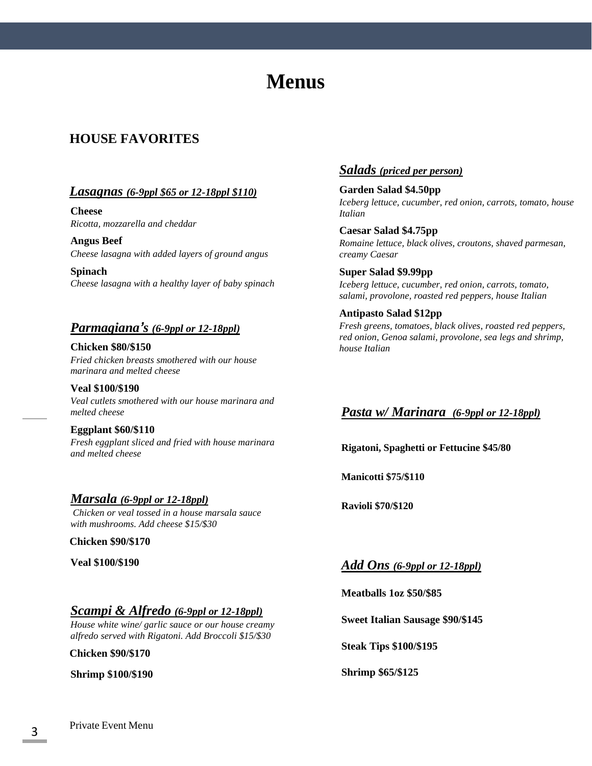# Menus

## HOUSE FAVORITES

### *Lasagnas (6-9ppl $65 or 12-18ppl $110)*

**Cheese**
*Ricotta, mozzarella and cheddar*

**Angus Beef**
*Cheese lasagna with added layers of ground angus*

**Spinach**
*Cheese lasagna with a healthy layer of baby spinach*

### *Parmagiana's (6-9ppl or 12-18ppl)*

**Chicken $80/$150**
*Fried chicken breasts smothered with our house marinara and melted cheese*

**Veal $100/$190**
*Veal cutlets smothered with our house marinara and melted cheese*

**Eggplant $60/$110**
*Fresh eggplant sliced and fried with house marinara and melted cheese*

### *Marsala (6-9ppl or 12-18ppl)*

*Chicken or veal tossed in a house marsala sauce with mushrooms. Add cheese $15/$30*

**Chicken $90/$170**

**Veal $100/$190**

### *Scampi & Alfredo (6-9ppl or 12-18ppl)*

*House white wine/ garlic sauce or our house creamy alfredo served with Rigatoni. Add Broccoli $15/$30*

**Chicken $90/$170**

**Shrimp $100/$190**

### *Salads (priced per person)*

**Garden Salad $4.50pp**
*Iceberg lettuce, cucumber, red onion, carrots, tomato, house Italian*

**Caesar Salad $4.75pp**
*Romaine lettuce, black olives, croutons, shaved parmesan, creamy Caesar*

**Super Salad $9.99pp**
*Iceberg lettuce, cucumber, red onion, carrots, tomato, salami, provolone, roasted red peppers, house Italian*

**Antipasto Salad $12pp**
*Fresh greens, tomatoes, black olives, roasted red peppers, red onion, Genoa salami, provolone, sea legs and shrimp, house Italian*

### *Pasta w/ Marinara (6-9ppl or 12-18ppl)*

**Rigatoni, Spaghetti or Fettucine $45/80**

**Manicotti $75/$110**

**Ravioli $70/$120**

### *Add Ons (6-9ppl or 12-18ppl)*

**Meatballs 1oz $50/$85**

**Sweet Italian Sausage $90/$145**

**Steak Tips $100/$195**

**Shrimp $65/$125**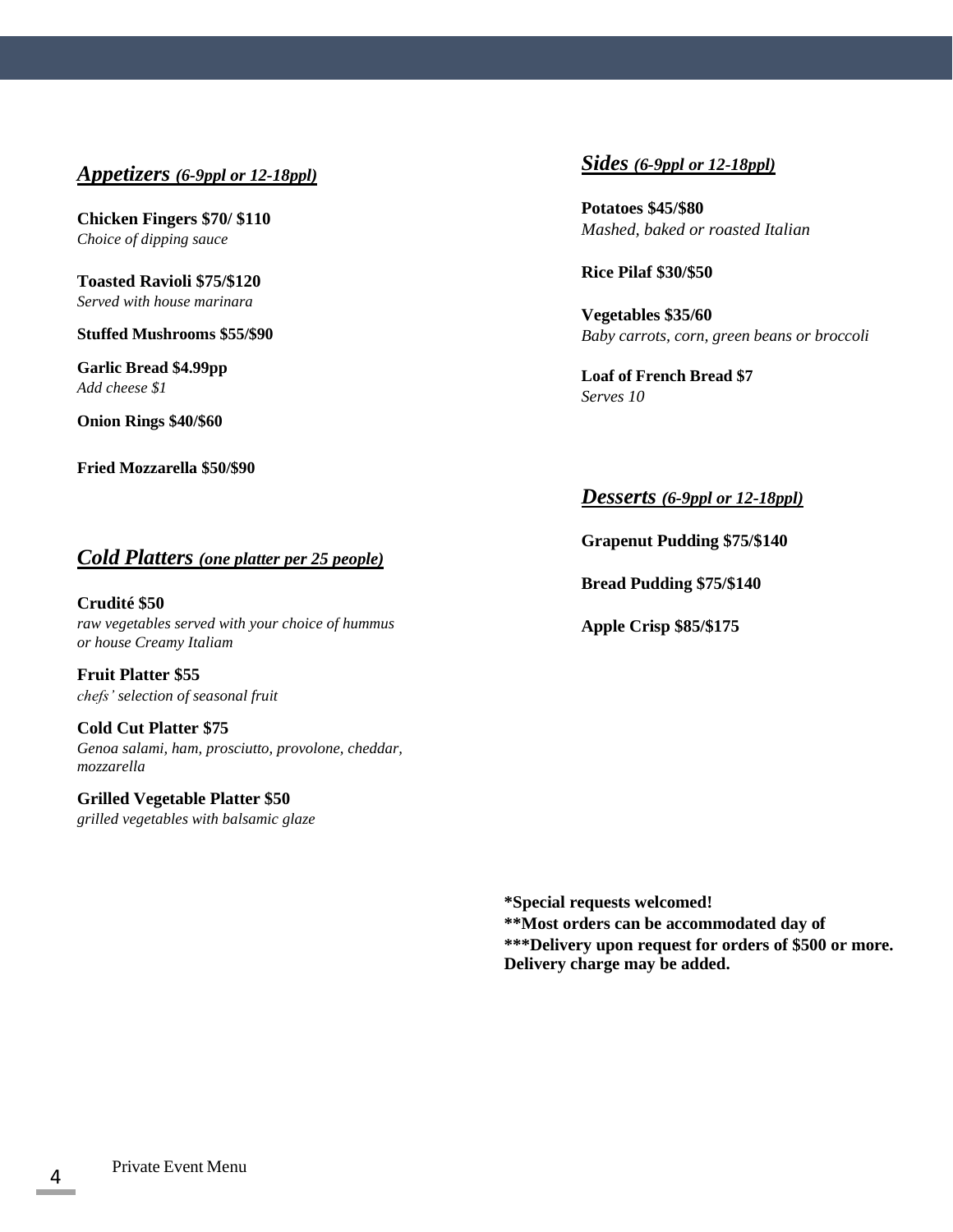## ***Appetizers*** ***(6-9ppl or 12-18ppl)***

**Chicken Fingers $70/ $110**
*Choice of dipping sauce*

**Toasted Ravioli $75/$120**
*Served with house marinara*

**Stuffed Mushrooms $55/$90**

**Garlic Bread $4.99pp**
*Add cheese $1*

**Onion Rings $40/$60**

**Fried Mozzarella $50/$90**

## ***Cold Platters*** ***(one platter per 25 people)***

**Crudité $50**
*raw vegetables served with your choice of hummus or house Creamy Italiam*

**Fruit Platter $55**
*chefs' selection of seasonal fruit*

**Cold Cut Platter $75**
*Genoa salami, ham, prosciutto, provolone, cheddar, mozzarella*

**Grilled Vegetable Platter $50**
*grilled vegetables with balsamic glaze*

## ***Sides*** ***(6-9ppl or 12-18ppl)***

**Potatoes $45/$80**
*Mashed, baked or roasted Italian*

**Rice Pilaf $30/$50**

**Vegetables $35/60**
*Baby carrots, corn, green beans or broccoli*

**Loaf of French Bread $7**
*Serves 10*

## ***Desserts*** ***(6-9ppl or 12-18ppl)***

**Grapenut Pudding $75/$140**

**Bread Pudding $75/$140**

**Apple Crisp $85/$175**

**\*Special requests welcomed!**
**\*\*Most orders can be accommodated day of**
**\*\*\*Delivery upon request for orders of $500 or more. Delivery charge may be added.**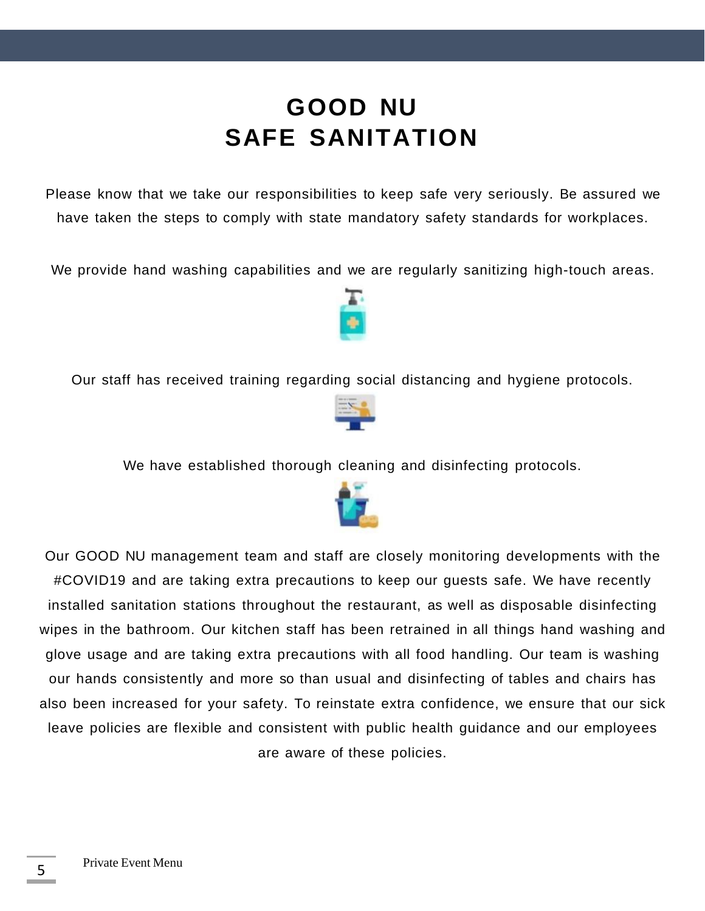# GOOD NU
# SAFE SANITATION

Please know that we take our responsibilities to keep safe very seriously. Be assured we have taken the steps to comply with state mandatory safety standards for workplaces.

We provide hand washing capabilities and we are regularly sanitizing high-touch areas.

Our staff has received training regarding social distancing and hygiene protocols.

We have established thorough cleaning and disinfecting protocols.

Our GOOD NU management team and staff are closely monitoring developments with the #COVID19 and are taking extra precautions to keep our guests safe. We have recently installed sanitation stations throughout the restaurant, as well as disposable disinfecting wipes in the bathroom. Our kitchen staff has been retrained in all things hand washing and glove usage and are taking extra precautions with all food handling. Our team is washing our hands consistently and more so than usual and disinfecting of tables and chairs has also been increased for your safety. To reinstate extra confidence, we ensure that our sick leave policies are flexible and consistent with public health guidance and our employees are aware of these policies.